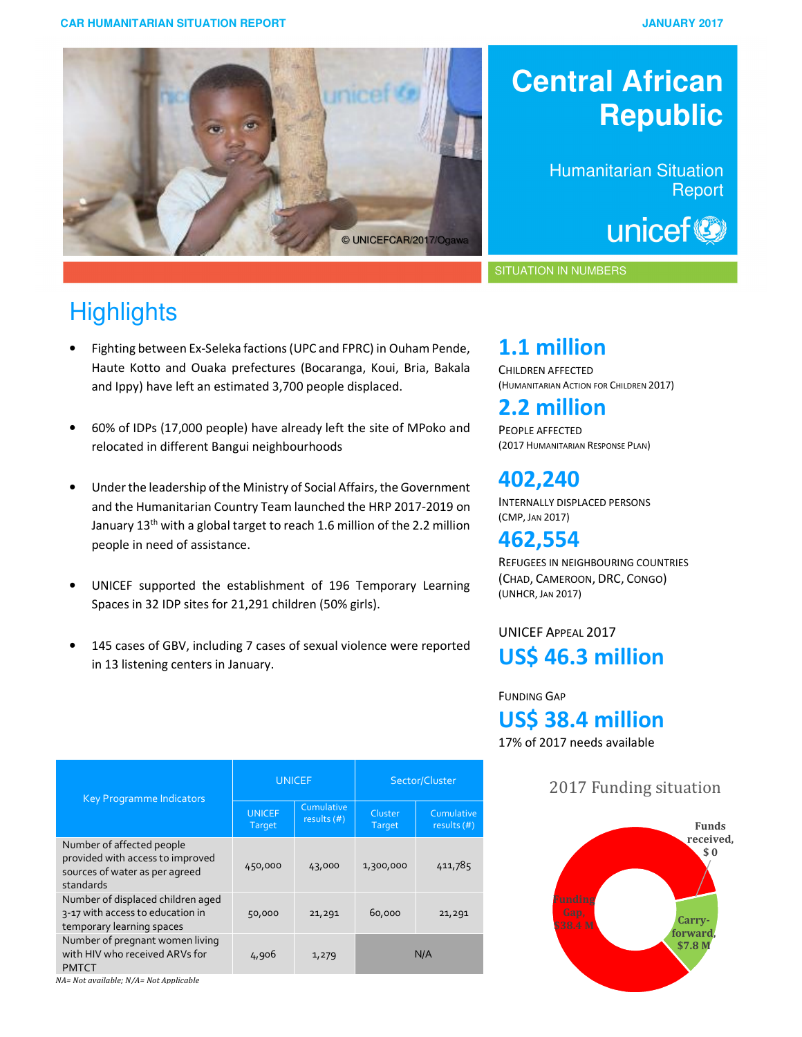# Central African Republic

## Humanitarian Situation Report

© UNICEFCAR/2017/Ogawa

## Highlights

- Fighting between Ex-Seleka factions (UPC and FPRC) in Ouham Pende, Haute Kotto and Ouaka prefectures (Bocaranga, Koui, Bria, Bakala and Ippy) have left an estimated 3,700 people displaced.
- 60% of IDPs (17,000 people) have already left the site of MPoko and relocated in different Bangui neighbourhoods
- Under the leadership of the Ministry of Social Affairs, the Government and the Humanitarian Country Team launched the HRP 2017-2019 on January 13th with a global target to reach 1.6 million of the 2.2 million people in need of assistance.
- UNICEF supported the establishment of 196 Temporary Learning Spaces in 32 IDP sites for 21,291 children (50% girls).
- 145 cases of GBV, including 7 cases of sexual violence were reported in 13 listening centers in January.

## SITUATION IN NUMBERS

**1.1 million**
CHILDREN AFFECTED
(HUMANITARIAN ACTION FOR CHILDREN 2017)

**2.2 million**
PEOPLE AFFECTED
(2017 HUMANITARIAN RESPONSE PLAN)

**402,240**
INTERNALLY DISPLACED PERSONS
(CMP, JAN 2017)

**462,554**
REFUGEES IN NEIGHBOURING COUNTRIES (CHAD, CAMEROON, DRC, CONGO)
(UNHCR, JAN 2017)

UNICEF APPEAL 2017
**US$ 46.3 million**

FUNDING GAP
**US$ 38.4 million**
17% of 2017 needs available

2017 Funding situation

Funds received, $ 0
Carry-forward, $7.8 M
Funding Gap, $38.4 M

| Key Programme Indicators | UNICEF | | Sector/Cluster | |
|---|---|---|---|---|
| | UNICEF Target | Cumulative results (#) | Cluster Target | Cumulative results (#) |
| Number of affected people provided with access to improved sources of water as per agreed standards | 450,000 | 43,000 | 1,300,000 | 411,785 |
| Number of displaced children aged 3-17 with access to education in temporary learning spaces | 50,000 | 21,291 | 60,000 | 21,291 |
| Number of pregnant women living with HIV who received ARVs for PMTCT | 4,906 | 1,279 | N/A | |

*NA= Not available; N/A= Not Applicable*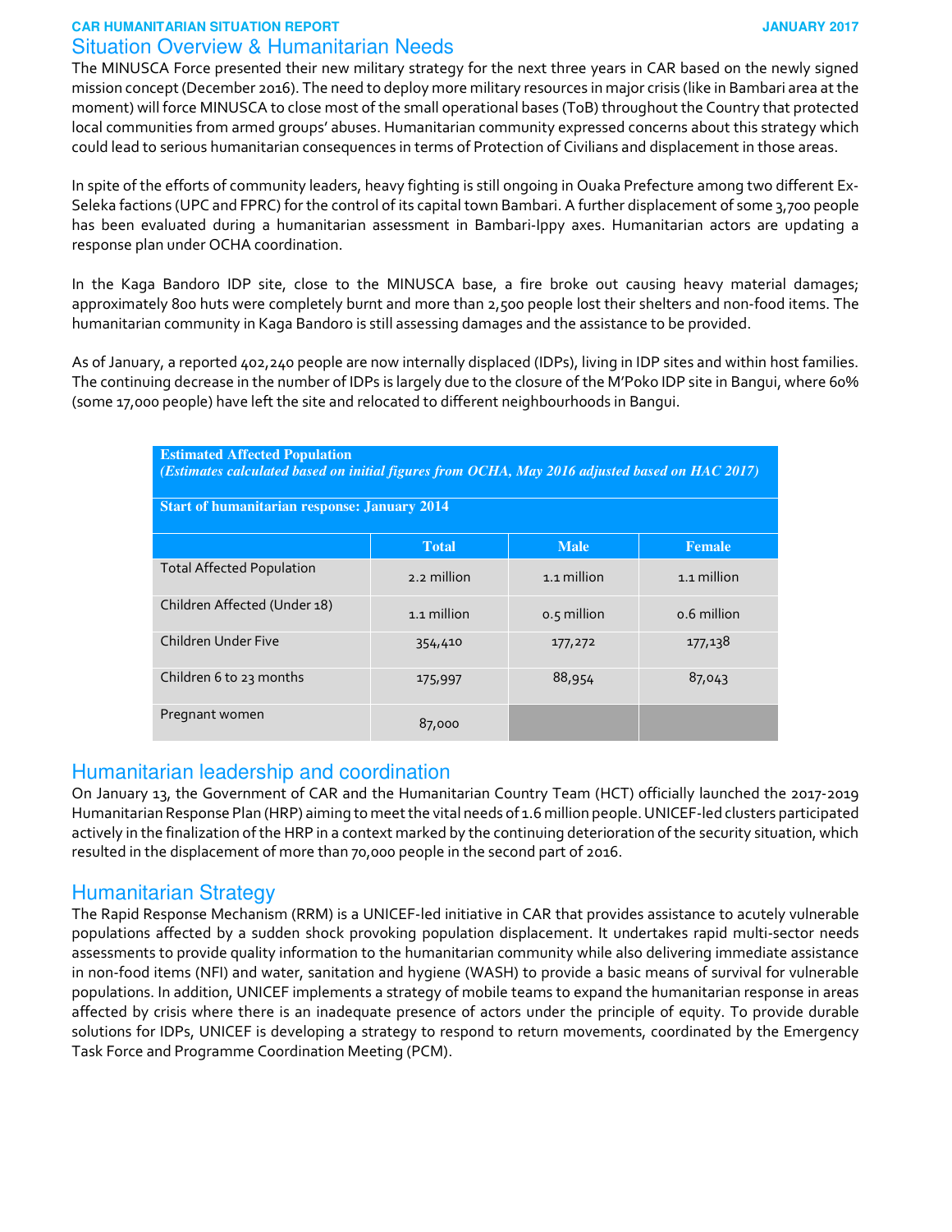## Situation Overview & Humanitarian Needs

The MINUSCA Force presented their new military strategy for the next three years in CAR based on the newly signed mission concept (December 2016). The need to deploy more military resources in major crisis (like in Bambari area at the moment) will force MINUSCA to close most of the small operational bases (ToB) throughout the Country that protected local communities from armed groups' abuses. Humanitarian community expressed concerns about this strategy which could lead to serious humanitarian consequences in terms of Protection of Civilians and displacement in those areas.

In spite of the efforts of community leaders, heavy fighting is still ongoing in Ouaka Prefecture among two different Ex-Seleka factions (UPC and FPRC) for the control of its capital town Bambari. A further displacement of some 3,700 people has been evaluated during a humanitarian assessment in Bambari-Ippy axes. Humanitarian actors are updating a response plan under OCHA coordination.

In the Kaga Bandoro IDP site, close to the MINUSCA base, a fire broke out causing heavy material damages; approximately 800 huts were completely burnt and more than 2,500 people lost their shelters and non-food items. The humanitarian community in Kaga Bandoro is still assessing damages and the assistance to be provided.

As of January, a reported 402,240 people are now internally displaced (IDPs), living in IDP sites and within host families. The continuing decrease in the number of IDPs is largely due to the closure of the M'Poko IDP site in Bangui, where 60% (some 17,000 people) have left the site and relocated to different neighbourhoods in Bangui.

**Estimated Affected Population**
***(Estimates calculated based on initial figures from OCHA, May 2016 adjusted based on HAC 2017)***

**Start of humanitarian response: January 2014**

| | Total | Male | Female |
|---|---|---|---|
| Total Affected Population | 2.2 million | 1.1 million | 1.1 million |
| Children Affected (Under 18) | 1.1 million | 0.5 million | 0.6 million |
| Children Under Five | 354,410 | 177,272 | 177,138 |
| Children 6 to 23 months | 175,997 | 88,954 | 87,043 |
| Pregnant women | 87,000 | | |

## Humanitarian leadership and coordination

On January 13, the Government of CAR and the Humanitarian Country Team (HCT) officially launched the 2017-2019 Humanitarian Response Plan (HRP) aiming to meet the vital needs of 1.6 million people. UNICEF-led clusters participated actively in the finalization of the HRP in a context marked by the continuing deterioration of the security situation, which resulted in the displacement of more than 70,000 people in the second part of 2016.

## Humanitarian Strategy

The Rapid Response Mechanism (RRM) is a UNICEF-led initiative in CAR that provides assistance to acutely vulnerable populations affected by a sudden shock provoking population displacement. It undertakes rapid multi-sector needs assessments to provide quality information to the humanitarian community while also delivering immediate assistance in non-food items (NFI) and water, sanitation and hygiene (WASH) to provide a basic means of survival for vulnerable populations. In addition, UNICEF implements a strategy of mobile teams to expand the humanitarian response in areas affected by crisis where there is an inadequate presence of actors under the principle of equity. To provide durable solutions for IDPs, UNICEF is developing a strategy to respond to return movements, coordinated by the Emergency Task Force and Programme Coordination Meeting (PCM).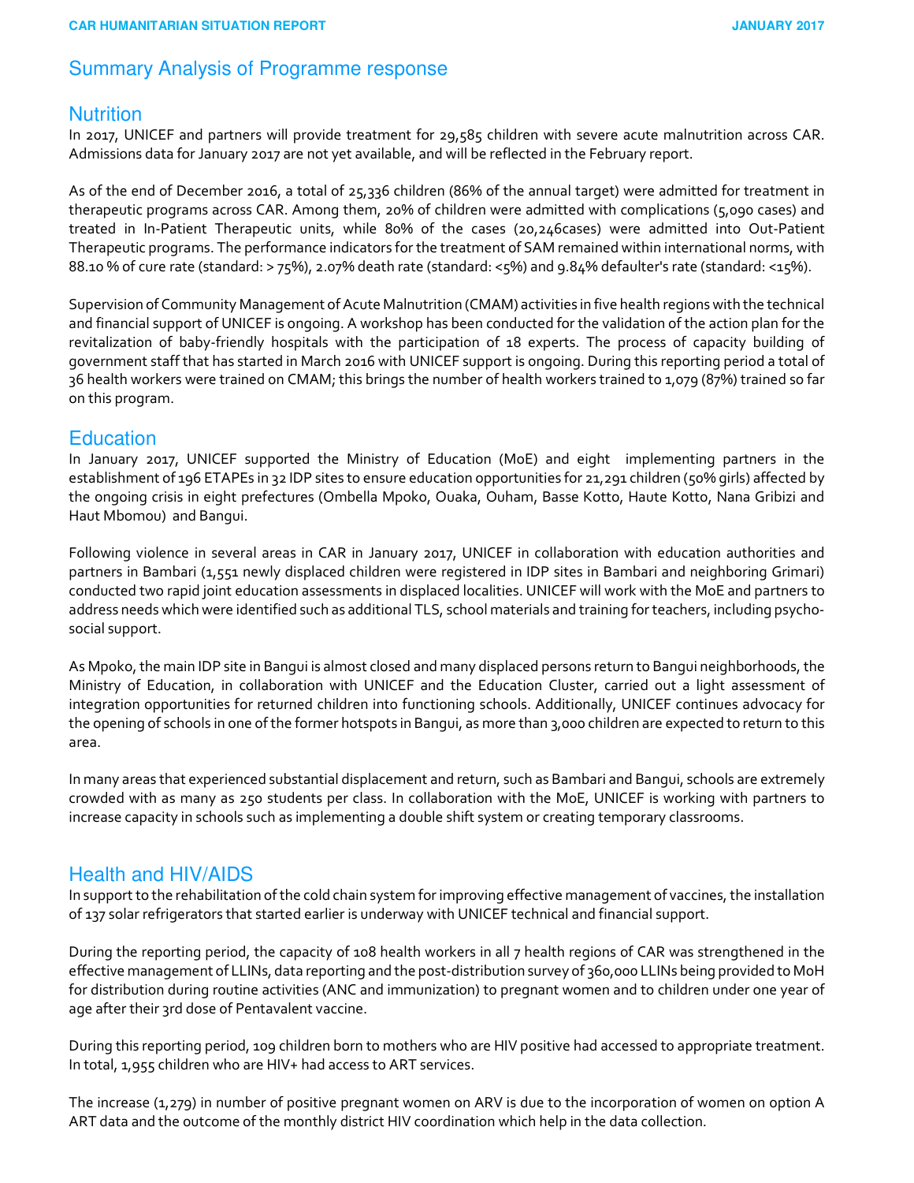## Summary Analysis of Programme response

### Nutrition

In 2017, UNICEF and partners will provide treatment for 29,585 children with severe acute malnutrition across CAR. Admissions data for January 2017 are not yet available, and will be reflected in the February report.

As of the end of December 2016, a total of 25,336 children (86% of the annual target) were admitted for treatment in therapeutic programs across CAR. Among them, 20% of children were admitted with complications (5,090 cases) and treated in In-Patient Therapeutic units, while 80% of the cases (20,246cases) were admitted into Out-Patient Therapeutic programs. The performance indicators for the treatment of SAM remained within international norms, with 88.10 % of cure rate (standard: > 75%), 2.07% death rate (standard: <5%) and 9.84% defaulter's rate (standard: <15%).

Supervision of Community Management of Acute Malnutrition (CMAM) activities in five health regions with the technical and financial support of UNICEF is ongoing. A workshop has been conducted for the validation of the action plan for the revitalization of baby-friendly hospitals with the participation of 18 experts. The process of capacity building of government staff that has started in March 2016 with UNICEF support is ongoing. During this reporting period a total of 36 health workers were trained on CMAM; this brings the number of health workers trained to 1,079 (87%) trained so far on this program.

### Education

In January 2017, UNICEF supported the Ministry of Education (MoE) and eight implementing partners in the establishment of 196 ETAPEs in 32 IDP sites to ensure education opportunities for 21,291 children (50% girls) affected by the ongoing crisis in eight prefectures (Ombella Mpoko, Ouaka, Ouham, Basse Kotto, Haute Kotto, Nana Gribizi and Haut Mbomou) and Bangui.

Following violence in several areas in CAR in January 2017, UNICEF in collaboration with education authorities and partners in Bambari (1,551 newly displaced children were registered in IDP sites in Bambari and neighboring Grimari) conducted two rapid joint education assessments in displaced localities. UNICEF will work with the MoE and partners to address needs which were identified such as additional TLS, school materials and training for teachers, including psycho-social support.

As Mpoko, the main IDP site in Bangui is almost closed and many displaced persons return to Bangui neighborhoods, the Ministry of Education, in collaboration with UNICEF and the Education Cluster, carried out a light assessment of integration opportunities for returned children into functioning schools. Additionally, UNICEF continues advocacy for the opening of schools in one of the former hotspots in Bangui, as more than 3,000 children are expected to return to this area.

In many areas that experienced substantial displacement and return, such as Bambari and Bangui, schools are extremely crowded with as many as 250 students per class. In collaboration with the MoE, UNICEF is working with partners to increase capacity in schools such as implementing a double shift system or creating temporary classrooms.

### Health and HIV/AIDS

In support to the rehabilitation of the cold chain system for improving effective management of vaccines, the installation of 137 solar refrigerators that started earlier is underway with UNICEF technical and financial support.

During the reporting period, the capacity of 108 health workers in all 7 health regions of CAR was strengthened in the effective management of LLINs, data reporting and the post-distribution survey of 360,000 LLINs being provided to MoH for distribution during routine activities (ANC and immunization) to pregnant women and to children under one year of age after their 3rd dose of Pentavalent vaccine.

During this reporting period, 109 children born to mothers who are HIV positive had accessed to appropriate treatment. In total, 1,955 children who are HIV+ had access to ART services.

The increase (1,279) in number of positive pregnant women on ARV is due to the incorporation of women on option A ART data and the outcome of the monthly district HIV coordination which help in the data collection.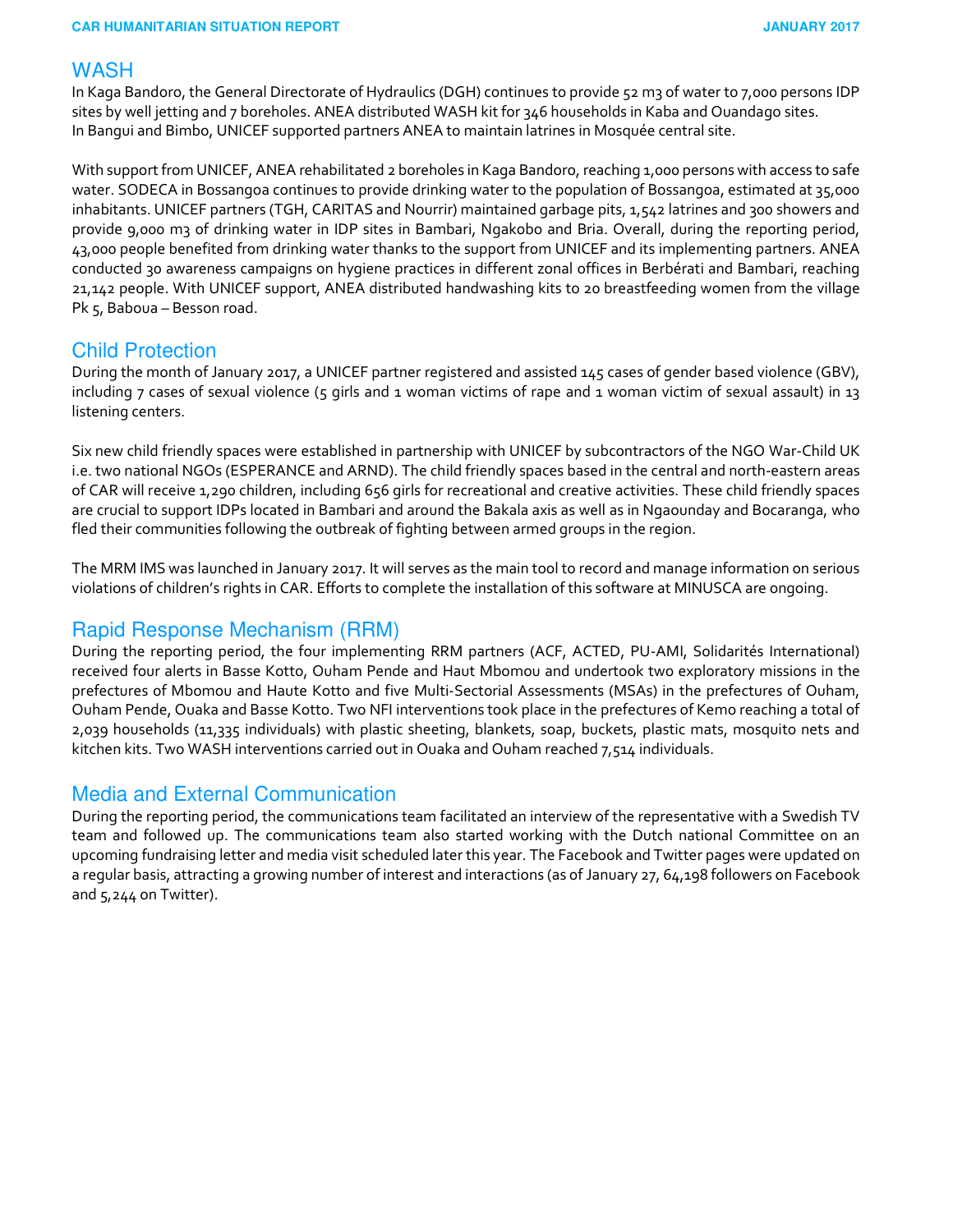## WASH

In Kaga Bandoro, the General Directorate of Hydraulics (DGH) continues to provide 52 m3 of water to 7,000 persons IDP sites by well jetting and 7 boreholes. ANEA distributed WASH kit for 346 households in Kaba and Ouandago sites.
In Bangui and Bimbo, UNICEF supported partners ANEA to maintain latrines in Mosquée central site.

With support from UNICEF, ANEA rehabilitated 2 boreholes in Kaga Bandoro, reaching 1,000 persons with access to safe water. SODECA in Bossangoa continues to provide drinking water to the population of Bossangoa, estimated at 35,000 inhabitants. UNICEF partners (TGH, CARITAS and Nourrir) maintained garbage pits, 1,542 latrines and 300 showers and provide 9,000 m3 of drinking water in IDP sites in Bambari, Ngakobo and Bria. Overall, during the reporting period, 43,000 people benefited from drinking water thanks to the support from UNICEF and its implementing partners. ANEA conducted 30 awareness campaigns on hygiene practices in different zonal offices in Berbérati and Bambari, reaching 21,142 people. With UNICEF support, ANEA distributed handwashing kits to 20 breastfeeding women from the village Pk 5, Baboua – Besson road.

## Child Protection

During the month of January 2017, a UNICEF partner registered and assisted 145 cases of gender based violence (GBV), including 7 cases of sexual violence (5 girls and 1 woman victims of rape and 1 woman victim of sexual assault) in 13 listening centers.

Six new child friendly spaces were established in partnership with UNICEF by subcontractors of the NGO War-Child UK i.e. two national NGOs (ESPERANCE and ARND). The child friendly spaces based in the central and north-eastern areas of CAR will receive 1,290 children, including 656 girls for recreational and creative activities. These child friendly spaces are crucial to support IDPs located in Bambari and around the Bakala axis as well as in Ngaounday and Bocaranga, who fled their communities following the outbreak of fighting between armed groups in the region.

The MRM IMS was launched in January 2017. It will serves as the main tool to record and manage information on serious violations of children's rights in CAR. Efforts to complete the installation of this software at MINUSCA are ongoing.

## Rapid Response Mechanism (RRM)

During the reporting period, the four implementing RRM partners (ACF, ACTED, PU-AMI, Solidarités International) received four alerts in Basse Kotto, Ouham Pende and Haut Mbomou and undertook two exploratory missions in the prefectures of Mbomou and Haute Kotto and five Multi-Sectorial Assessments (MSAs) in the prefectures of Ouham, Ouham Pende, Ouaka and Basse Kotto. Two NFI interventions took place in the prefectures of Kemo reaching a total of 2,039 households (11,335 individuals) with plastic sheeting, blankets, soap, buckets, plastic mats, mosquito nets and kitchen kits. Two WASH interventions carried out in Ouaka and Ouham reached 7,514 individuals.

## Media and External Communication

During the reporting period, the communications team facilitated an interview of the representative with a Swedish TV team and followed up. The communications team also started working with the Dutch national Committee on an upcoming fundraising letter and media visit scheduled later this year. The Facebook and Twitter pages were updated on a regular basis, attracting a growing number of interest and interactions (as of January 27, 64,198 followers on Facebook and 5,244 on Twitter).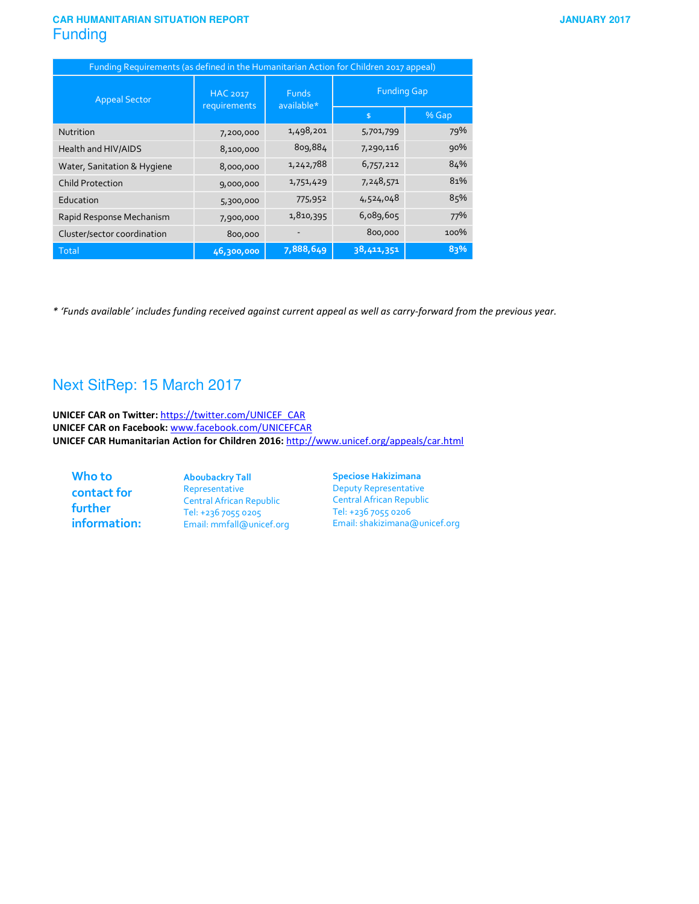## Funding

| Funding Requirements (as defined in the Humanitarian Action for Children 2017 appeal) | | | | |
|---|---|---|---|---|
| Appeal Sector | HAC 2017 requirements | Funds available* | Funding Gap | |
| | | | $ | % Gap |
| Nutrition | 7,200,000 | 1,498,201 | 5,701,799 | 79% |
| Health and HIV/AIDS | 8,100,000 | 809,884 | 7,290,116 | 90% |
| Water, Sanitation & Hygiene | 8,000,000 | 1,242,788 | 6,757,212 | 84% |
| Child Protection | 9,000,000 | 1,751,429 | 7,248,571 | 81% |
| Education | 5,300,000 | 775,952 | 4,524,048 | 85% |
| Rapid Response Mechanism | 7,900,000 | 1,810,395 | 6,089,605 | 77% |
| Cluster/sector coordination | 800,000 | - | 800,000 | 100% |
| Total | 46,300,000 | 7,888,649 | 38,411,351 | 83% |

*\* 'Funds available' includes funding received against current appeal as well as carry-forward from the previous year.*

## Next SitRep: 15 March 2017

**UNICEF CAR on Twitter:** https://twitter.com/UNICEF_CAR
**UNICEF CAR on Facebook:** www.facebook.com/UNICEFCAR
**UNICEF CAR Humanitarian Action for Children 2016:** http://www.unicef.org/appeals/car.html

**Who to contact for further information:**

**Aboubackry Tall**
Representative
Central African Republic
Tel: +236 7055 0205
Email: mmfall@unicef.org

**Speciose Hakizimana**
Deputy Representative
Central African Republic
Tel: +236 7055 0206
Email: shakizimana@unicef.org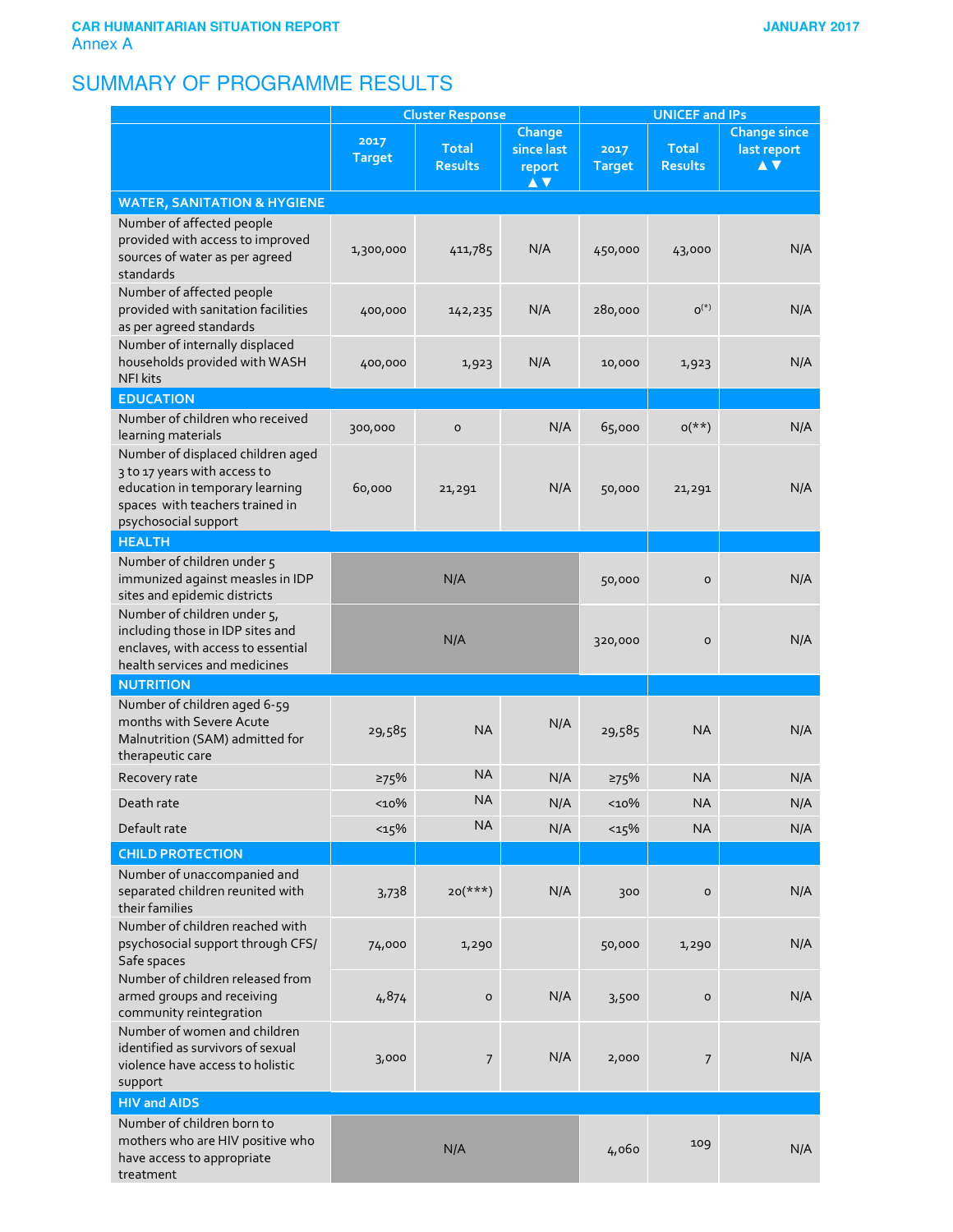Annex A

# SUMMARY OF PROGRAMME RESULTS

| | Cluster Response | | | UNICEF and IPs | | |
|---|---|---|---|---|---|---|
| | 2017 Target | Total Results | Change since last report ▲▼ | 2017 Target | Total Results | Change since last report ▲▼ |
| **WATER, SANITATION & HYGIENE** | | | | | | |
| Number of affected people provided with access to improved sources of water as per agreed standards | 1,300,000 | 411,785 | N/A | 450,000 | 43,000 | N/A |
| Number of affected people provided with sanitation facilities as per agreed standards | 400,000 | 142,235 | N/A | 280,000 | 0(*) | N/A |
| Number of internally displaced households provided with WASH NFI kits | 400,000 | 1,923 | N/A | 10,000 | 1,923 | N/A |
| **EDUCATION** | | | | | | |
| Number of children who received learning materials | 300,000 | 0 | N/A | 65,000 | 0(**) | N/A |
| Number of displaced children aged 3 to 17 years with access to education in temporary learning spaces with teachers trained in psychosocial support | 60,000 | 21,291 | N/A | 50,000 | 21,291 | N/A |
| **HEALTH** | | | | | | |
| Number of children under 5 immunized against measles in IDP sites and epidemic districts | N/A | | | 50,000 | 0 | N/A |
| Number of children under 5, including those in IDP sites and enclaves, with access to essential health services and medicines | N/A | | | 320,000 | 0 | N/A |
| **NUTRITION** | | | | | | |
| Number of children aged 6-59 months with Severe Acute Malnutrition (SAM) admitted for therapeutic care | 29,585 | NA | N/A | 29,585 | NA | N/A |
| Recovery rate | ≥75% | NA | N/A | ≥75% | NA | N/A |
| Death rate | <10% | NA | N/A | <10% | NA | N/A |
| Default rate | <15% | NA | N/A | <15% | NA | N/A |
| **CHILD PROTECTION** | | | | | | |
| Number of unaccompanied and separated children reunited with their families | 3,738 | 20(***) | N/A | 300 | 0 | N/A |
| Number of children reached with psychosocial support through CFS/ Safe spaces | 74,000 | 1,290 | | 50,000 | 1,290 | N/A |
| Number of children released from armed groups and receiving community reintegration | 4,874 | 0 | N/A | 3,500 | 0 | N/A |
| Number of women and children identified as survivors of sexual violence have access to holistic support | 3,000 | 7 | N/A | 2,000 | 7 | N/A |
| **HIV and AIDS** | | | | | | |
| Number of children born to mothers who are HIV positive who have access to appropriate treatment | N/A | | | 4,060 | 109 | N/A |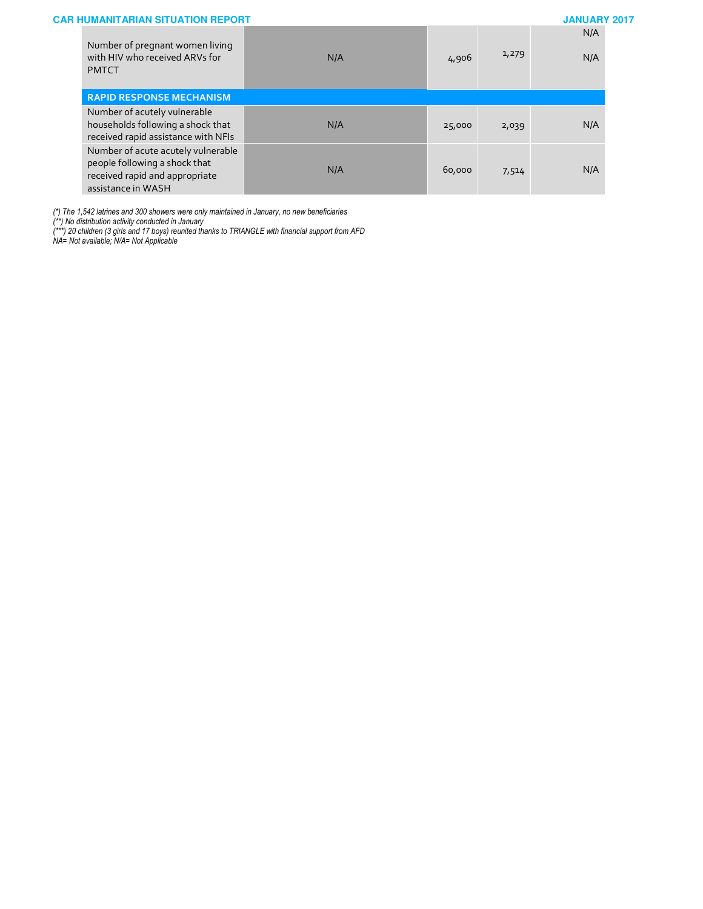| | | | | |
|---|---|---|---|---|
| Number of pregnant women living with HIV who received ARVs for PMTCT | N/A | 4,906 | 1,279 | N/A<br>N/A |
| **RAPID RESPONSE MECHANISM** | | | | |
| Number of acutely vulnerable households following a shock that received rapid assistance with NFIs | N/A | 25,000 | 2,039 | N/A |
| Number of acute acutely vulnerable people following a shock that received rapid and appropriate assistance in WASH | N/A | 60,000 | 7,514 | N/A |

*(*) The 1,542 latrines and 300 showers were only maintained in January, no new beneficiaries*
*(**) No distribution activity conducted in January*
*(***) 20 children (3 girls and 17 boys) reunited thanks to TRIANGLE with financial support from AFD*
*NA= Not available; N/A= Not Applicable*